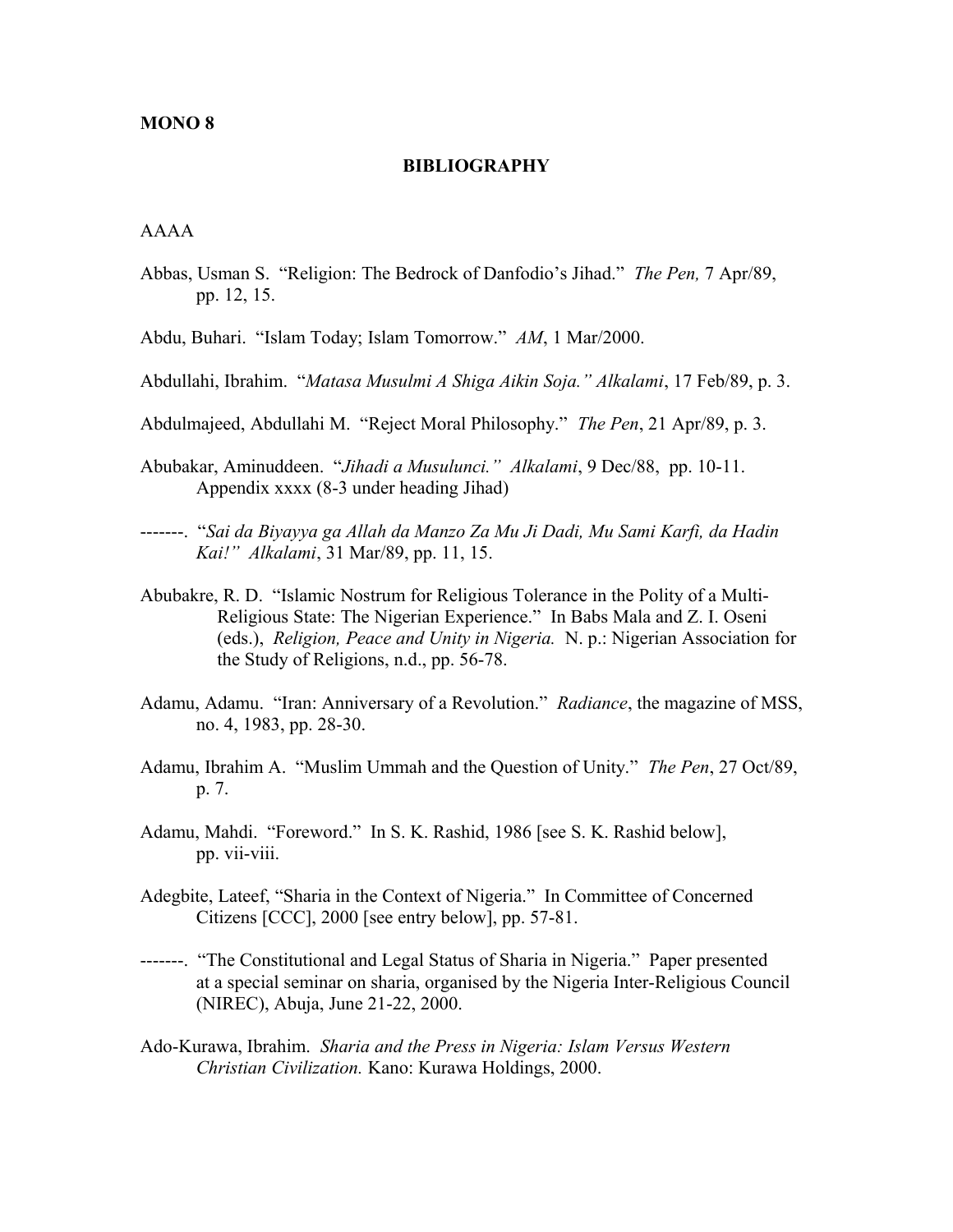**MONO 8**

## BIBLIOGRAPHY

AAAA

Abbas, Usman S. "Religion: The Bedrock of Danfodio's Jihad." *The Pen,* 7 Apr/89, pp. 12, 15.

Abdu, Buhari. "Islam Today; Islam Tomorrow." *AM*, 1 Mar/2000.

Abdullahi, Ibrahim. "*Matasa Musulmi A Shiga Aikin Soja." Alkalami*, 17 Feb/89, p. 3.

Abdulmajeed, Abdullahi M. "Reject Moral Philosophy." *The Pen*, 21 Apr/89, p. 3.

Abubakar, Aminuddeen. "*Jihadi a Musulunci." Alkalami*, 9 Dec/88, pp. 10-11. Appendix xxxx (8-3 under heading Jihad)

-------. "*Sai da Biyayya ga Allah da Manzo Za Mu Ji Dadi, Mu Sami Karfi, da Hadin Kai!" Alkalami*, 31 Mar/89, pp. 11, 15.

Abubakre, R. D. "Islamic Nostrum for Religious Tolerance in the Polity of a Multi-Religious State: The Nigerian Experience." In Babs Mala and Z. I. Oseni (eds.), *Religion, Peace and Unity in Nigeria.* N. p.: Nigerian Association for the Study of Religions, n.d., pp. 56-78.

Adamu, Adamu. "Iran: Anniversary of a Revolution." *Radiance*, the magazine of MSS, no. 4, 1983, pp. 28-30.

Adamu, Ibrahim A. "Muslim Ummah and the Question of Unity." *The Pen*, 27 Oct/89, p. 7.

Adamu, Mahdi. "Foreword." In S. K. Rashid, 1986 [see S. K. Rashid below], pp. vii-viii.

Adegbite, Lateef, "Sharia in the Context of Nigeria." In Committee of Concerned Citizens [CCC], 2000 [see entry below], pp. 57-81.

-------. "The Constitutional and Legal Status of Sharia in Nigeria." Paper presented at a special seminar on sharia, organised by the Nigeria Inter-Religious Council (NIREC), Abuja, June 21-22, 2000.

Ado-Kurawa, Ibrahim. *Sharia and the Press in Nigeria: Islam Versus Western Christian Civilization.* Kano: Kurawa Holdings, 2000.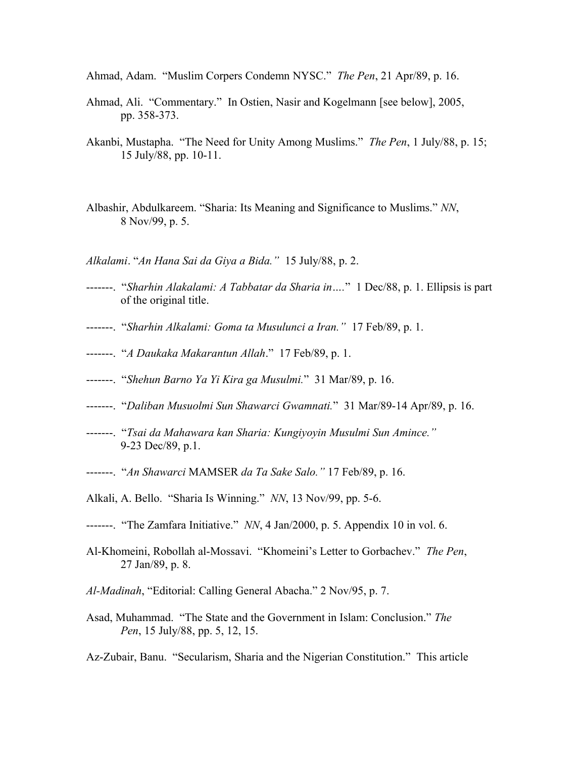Ahmad, Adam. "Muslim Corpers Condemn NYSC." *The Pen*, 21 Apr/89, p. 16.

Ahmad, Ali. "Commentary." In Ostien, Nasir and Kogelmann [see below], 2005, pp. 358-373.

Akanbi, Mustapha. "The Need for Unity Among Muslims." *The Pen*, 1 July/88, p. 15; 15 July/88, pp. 10-11.

Albashir, Abdulkareem. "Sharia: Its Meaning and Significance to Muslims." *NN*, 8 Nov/99, p. 5.

*Alkalami*. "*An Hana Sai da Giya a Bida.*" 15 July/88, p. 2.

-------. "*Sharhin Alakalami: A Tabbatar da Sharia in….*" 1 Dec/88, p. 1. Ellipsis is part of the original title.

-------. "*Sharhin Alkalami: Goma ta Musulunci a Iran.*" 17 Feb/89, p. 1.

-------. "*A Daukaka Makarantun Allah*." 17 Feb/89, p. 1.

-------. "*Shehun Barno Ya Yi Kira ga Musulmi.*" 31 Mar/89, p. 16.

-------. "*Daliban Musuolmi Sun Shawarci Gwamnati.*" 31 Mar/89-14 Apr/89, p. 16.

-------. "*Tsai da Mahawara kan Sharia: Kungiyoyin Musulmi Sun Amince.*" 9-23 Dec/89, p.1.

-------. "*An Shawarci* MAMSER *da Ta Sake Salo.*" 17 Feb/89, p. 16.

Alkali, A. Bello. "Sharia Is Winning." *NN*, 13 Nov/99, pp. 5-6.

-------. "The Zamfara Initiative." *NN*, 4 Jan/2000, p. 5. Appendix 10 in vol. 6.

Al-Khomeini, Robollah al-Mossavi. "Khomeini's Letter to Gorbachev." *The Pen*, 27 Jan/89, p. 8.

*Al-Madinah*, "Editorial: Calling General Abacha." 2 Nov/95, p. 7.

Asad, Muhammad. "The State and the Government in Islam: Conclusion." *The Pen*, 15 July/88, pp. 5, 12, 15.

Az-Zubair, Banu. "Secularism, Sharia and the Nigerian Constitution." This article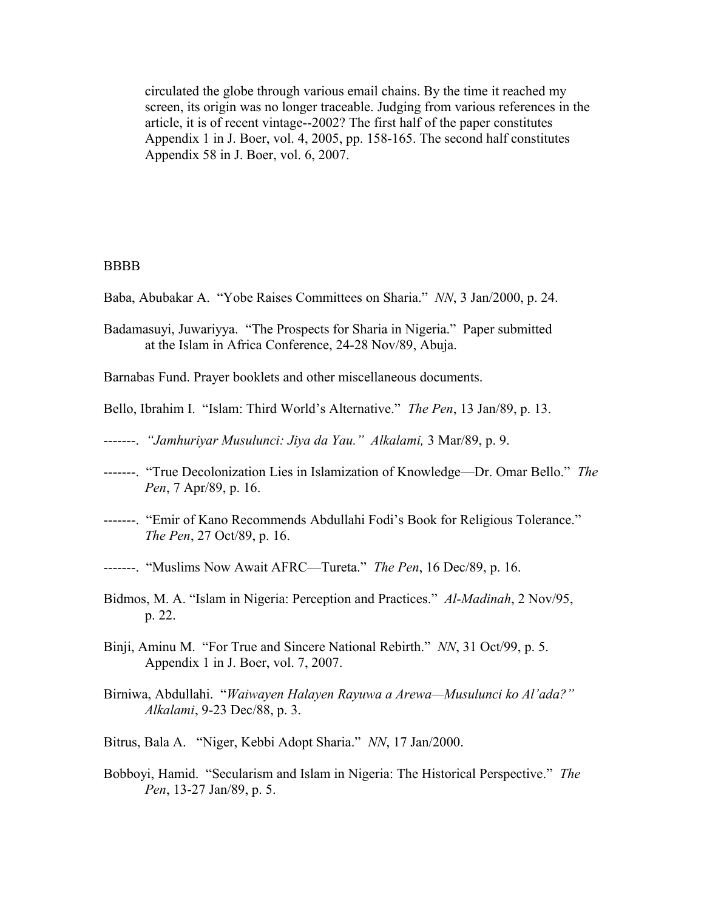circulated the globe through various email chains. By the time it reached my screen, its origin was no longer traceable. Judging from various references in the article, it is of recent vintage--2002? The first half of the paper constitutes Appendix 1 in J. Boer, vol. 4, 2005, pp. 158-165. The second half constitutes Appendix 58 in J. Boer, vol. 6, 2007.

BBBB

Baba, Abubakar A. "Yobe Raises Committees on Sharia." *NN*, 3 Jan/2000, p. 24.

Badamasuyi, Juwariyya. "The Prospects for Sharia in Nigeria." Paper submitted at the Islam in Africa Conference, 24-28 Nov/89, Abuja.

Barnabas Fund. Prayer booklets and other miscellaneous documents.

Bello, Ibrahim I. "Islam: Third World's Alternative." *The Pen*, 13 Jan/89, p. 13.

-------. *"Jamhuriyar Musulunci: Jiya da Yau." Alkalami,* 3 Mar/89, p. 9.

-------. "True Decolonization Lies in Islamization of Knowledge—Dr. Omar Bello." *The Pen*, 7 Apr/89, p. 16.

-------. "Emir of Kano Recommends Abdullahi Fodi's Book for Religious Tolerance." *The Pen*, 27 Oct/89, p. 16.

-------. "Muslims Now Await AFRC—Tureta." *The Pen*, 16 Dec/89, p. 16.

Bidmos, M. A. "Islam in Nigeria: Perception and Practices." *Al-Madinah*, 2 Nov/95, p. 22.

Binji, Aminu M. "For True and Sincere National Rebirth." *NN*, 31 Oct/99, p. 5. Appendix 1 in J. Boer, vol. 7, 2007.

Birniwa, Abdullahi. "*Waiwayen Halayen Rayuwa a Arewa—Musulunci ko Al'ada?" Alkalami*, 9-23 Dec/88, p. 3.

Bitrus, Bala A. "Niger, Kebbi Adopt Sharia." *NN*, 17 Jan/2000.

Bobboyi, Hamid. "Secularism and Islam in Nigeria: The Historical Perspective." *The Pen*, 13-27 Jan/89, p. 5.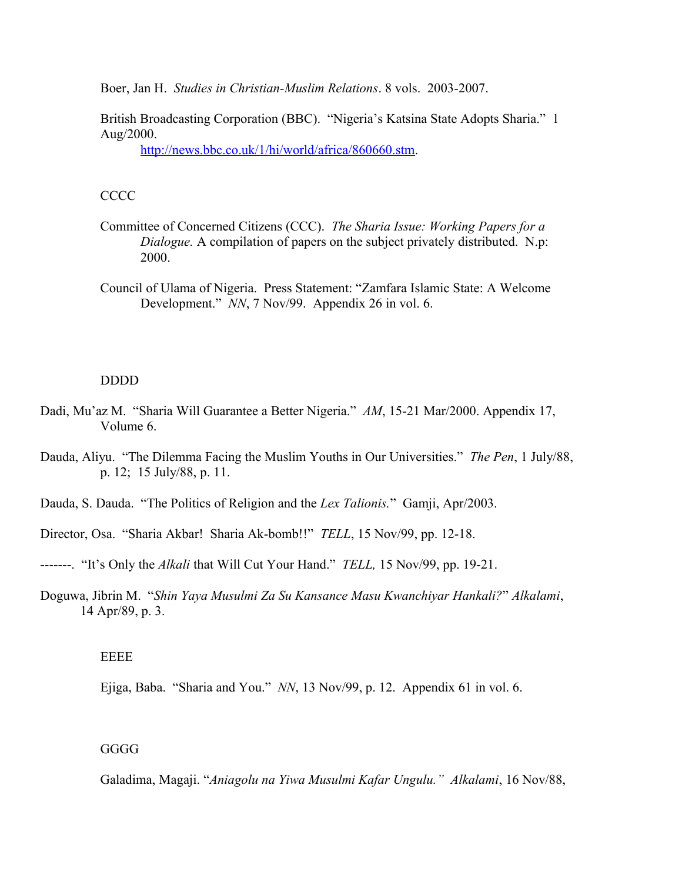Boer, Jan H. *Studies in Christian-Muslim Relations*. 8 vols. 2003-2007.

British Broadcasting Corporation (BBC). "Nigeria's Katsina State Adopts Sharia." 1 Aug/2000.
http://news.bbc.co.uk/1/hi/world/africa/860660.stm.

CCCC

Committee of Concerned Citizens (CCC). *The Sharia Issue: Working Papers for a Dialogue.* A compilation of papers on the subject privately distributed. N.p: 2000.

Council of Ulama of Nigeria. Press Statement: "Zamfara Islamic State: A Welcome Development." *NN*, 7 Nov/99. Appendix 26 in vol. 6.

DDDD

Dadi, Mu'az M. "Sharia Will Guarantee a Better Nigeria." *AM*, 15-21 Mar/2000. Appendix 17, Volume 6.

Dauda, Aliyu. "The Dilemma Facing the Muslim Youths in Our Universities." *The Pen*, 1 July/88, p. 12; 15 July/88, p. 11.

Dauda, S. Dauda. "The Politics of Religion and the *Lex Talionis.*" Gamji, Apr/2003.

Director, Osa. "Sharia Akbar! Sharia Ak-bomb!!" *TELL*, 15 Nov/99, pp. 12-18.

-------. "It's Only the *Alkali* that Will Cut Your Hand." *TELL,* 15 Nov/99, pp. 19-21.

Doguwa, Jibrin M. "*Shin Yaya Musulmi Za Su Kansance Masu Kwanchiyar Hankali?*" *Alkalami*, 14 Apr/89, p. 3.

EEEE

Ejiga, Baba. "Sharia and You." *NN*, 13 Nov/99, p. 12. Appendix 61 in vol. 6.

GGGG

Galadima, Magaji. "*Aniagolu na Yiwa Musulmi Kafar Ungulu.*" *Alkalami*, 16 Nov/88,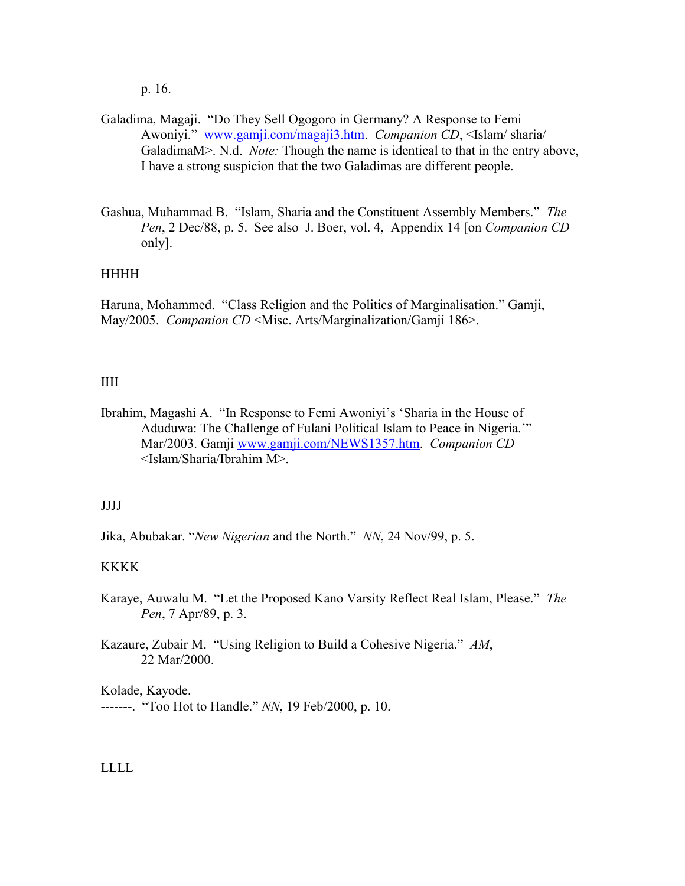p. 16.

Galadima, Magaji. "Do They Sell Ogogoro in Germany? A Response to Femi Awoniyi." www.gamji.com/magaji3.htm. *Companion CD*, <Islam/ sharia/ GaladimaM>. N.d. *Note:* Though the name is identical to that in the entry above, I have a strong suspicion that the two Galadimas are different people.

Gashua, Muhammad B. "Islam, Sharia and the Constituent Assembly Members." *The Pen*, 2 Dec/88, p. 5. See also J. Boer, vol. 4, Appendix 14 [on *Companion CD* only].

HHHH

Haruna, Mohammed. "Class Religion and the Politics of Marginalisation." Gamji, May/2005. *Companion CD* <Misc. Arts/Marginalization/Gamji 186>.

IIII

Ibrahim, Magashi A. "In Response to Femi Awoniyi's 'Sharia in the House of Aduduwa: The Challenge of Fulani Political Islam to Peace in Nigeria.'" Mar/2003. Gamji www.gamji.com/NEWS1357.htm. *Companion CD* <Islam/Sharia/Ibrahim M>.

JJJJ

Jika, Abubakar. "*New Nigerian* and the North." *NN*, 24 Nov/99, p. 5.

KKKK

Karaye, Auwalu M. "Let the Proposed Kano Varsity Reflect Real Islam, Please." *The Pen*, 7 Apr/89, p. 3.

Kazaure, Zubair M. "Using Religion to Build a Cohesive Nigeria." *AM*, 22 Mar/2000.

Kolade, Kayode.
-------. "Too Hot to Handle." *NN*, 19 Feb/2000, p. 10.

LLLL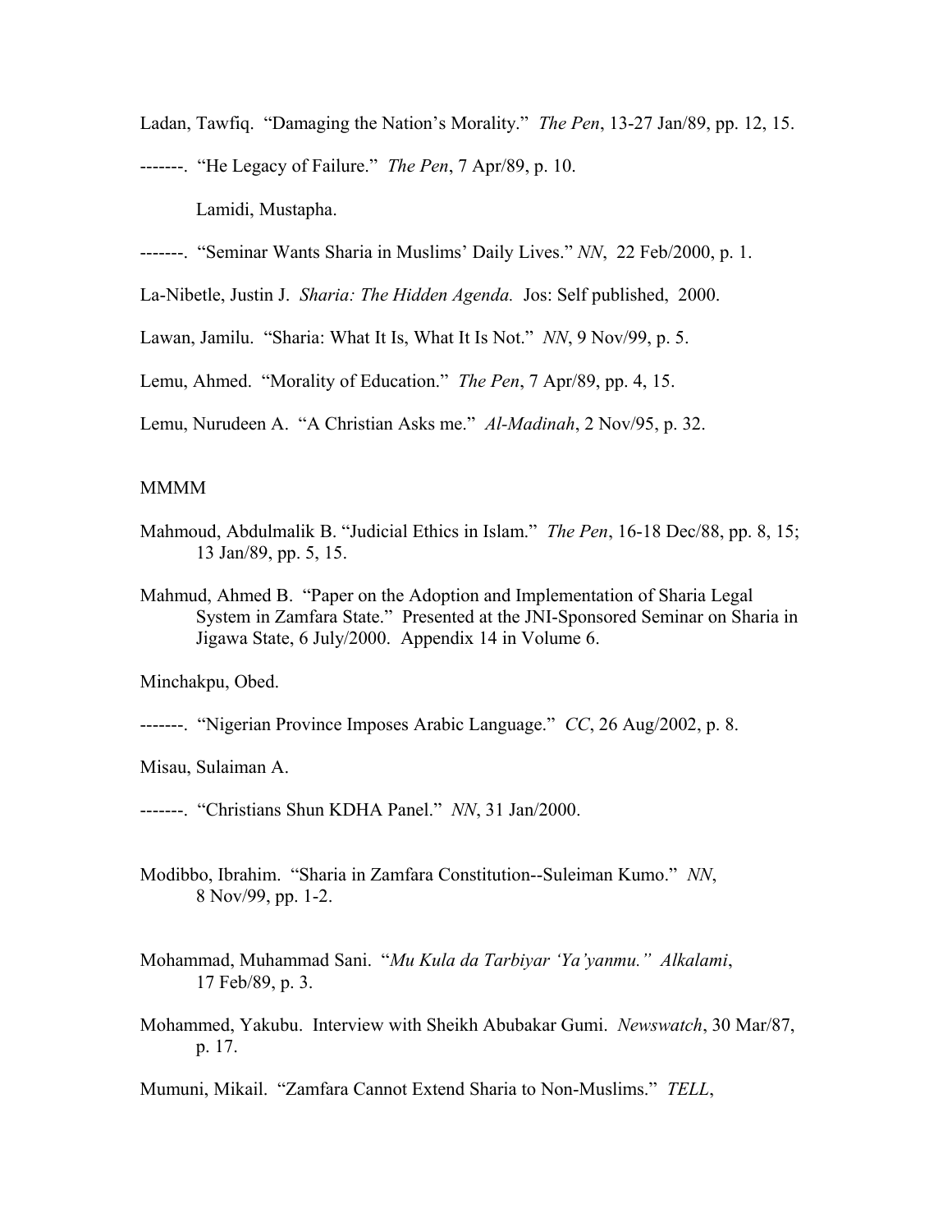Ladan, Tawfiq. "Damaging the Nation's Morality." *The Pen*, 13-27 Jan/89, pp. 12, 15.

-------. "He Legacy of Failure." *The Pen*, 7 Apr/89, p. 10.

Lamidi, Mustapha.

-------. "Seminar Wants Sharia in Muslims' Daily Lives." *NN*, 22 Feb/2000, p. 1.

La-Nibetle, Justin J. *Sharia: The Hidden Agenda.* Jos: Self published, 2000.

Lawan, Jamilu. "Sharia: What It Is, What It Is Not." *NN*, 9 Nov/99, p. 5.

Lemu, Ahmed. "Morality of Education." *The Pen*, 7 Apr/89, pp. 4, 15.

Lemu, Nurudeen A. "A Christian Asks me." *Al-Madinah*, 2 Nov/95, p. 32.

MMMM

Mahmoud, Abdulmalik B. "Judicial Ethics in Islam." *The Pen*, 16-18 Dec/88, pp. 8, 15; 13 Jan/89, pp. 5, 15.

Mahmud, Ahmed B. "Paper on the Adoption and Implementation of Sharia Legal System in Zamfara State." Presented at the JNI-Sponsored Seminar on Sharia in Jigawa State, 6 July/2000. Appendix 14 in Volume 6.

Minchakpu, Obed.

-------. "Nigerian Province Imposes Arabic Language." *CC*, 26 Aug/2002, p. 8.

Misau, Sulaiman A.

-------. "Christians Shun KDHA Panel." *NN*, 31 Jan/2000.

Modibbo, Ibrahim. "Sharia in Zamfara Constitution--Suleiman Kumo." *NN*, 8 Nov/99, pp. 1-2.

Mohammad, Muhammad Sani. "*Mu Kula da Tarbiyar 'Ya'yanmu." Alkalami*, 17 Feb/89, p. 3.

Mohammed, Yakubu. Interview with Sheikh Abubakar Gumi. *Newswatch*, 30 Mar/87, p. 17.

Mumuni, Mikail. "Zamfara Cannot Extend Sharia to Non-Muslims." *TELL*,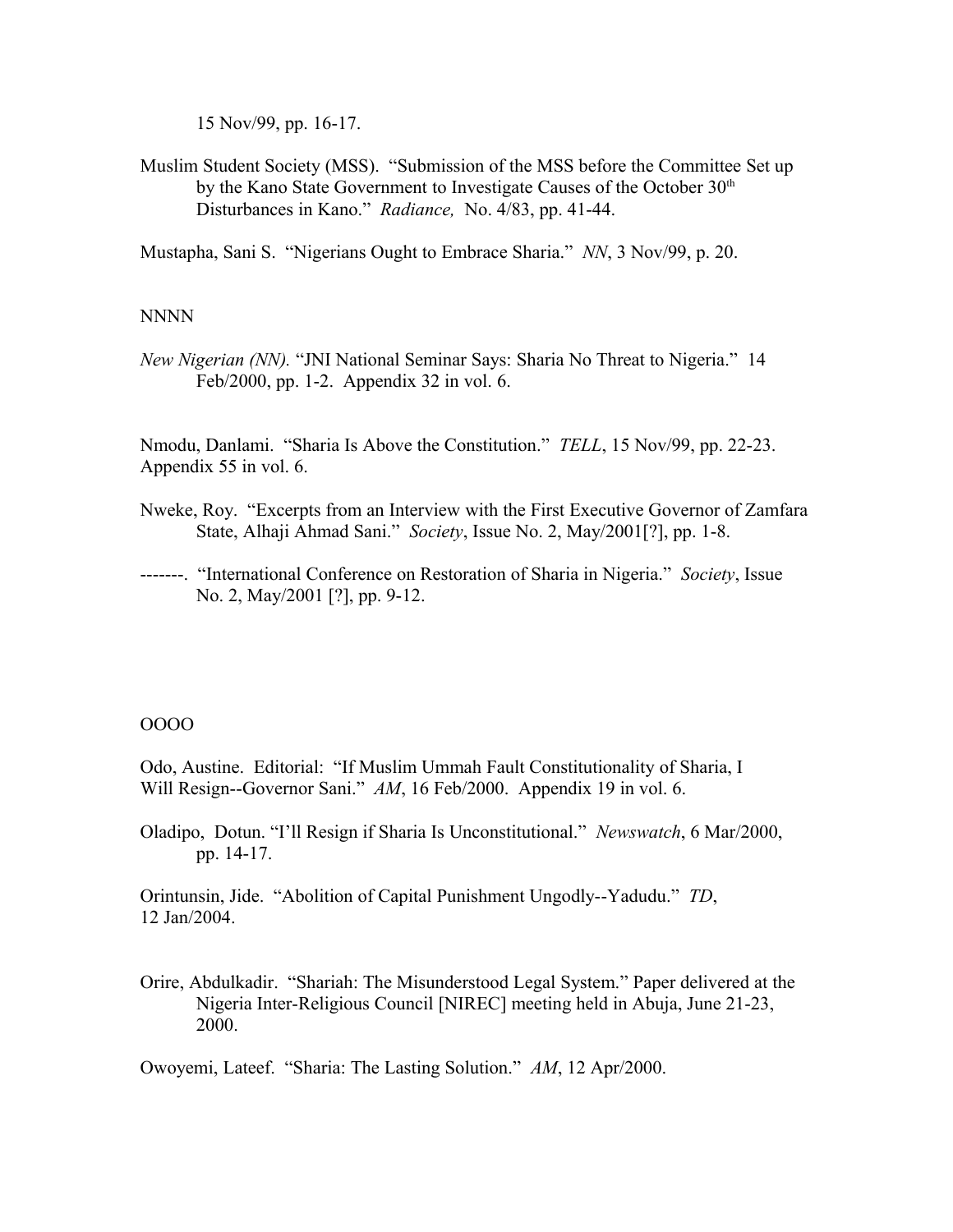15 Nov/99, pp. 16-17.

Muslim Student Society (MSS). "Submission of the MSS before the Committee Set up by the Kano State Government to Investigate Causes of the October 30th Disturbances in Kano." *Radiance,* No. 4/83, pp. 41-44.

Mustapha, Sani S. "Nigerians Ought to Embrace Sharia." *NN*, 3 Nov/99, p. 20.

NNNN

*New Nigerian (NN).* "JNI National Seminar Says: Sharia No Threat to Nigeria." 14 Feb/2000, pp. 1-2. Appendix 32 in vol. 6.

Nmodu, Danlami. "Sharia Is Above the Constitution." *TELL*, 15 Nov/99, pp. 22-23. Appendix 55 in vol. 6.

Nweke, Roy. "Excerpts from an Interview with the First Executive Governor of Zamfara State, Alhaji Ahmad Sani." *Society*, Issue No. 2, May/2001[?], pp. 1-8.

-------. "International Conference on Restoration of Sharia in Nigeria." *Society*, Issue No. 2, May/2001 [?], pp. 9-12.

OOOO

Odo, Austine. Editorial: "If Muslim Ummah Fault Constitutionality of Sharia, I Will Resign--Governor Sani." *AM*, 16 Feb/2000. Appendix 19 in vol. 6.

Oladipo, Dotun. "I'll Resign if Sharia Is Unconstitutional." *Newswatch*, 6 Mar/2000, pp. 14-17.

Orintunsin, Jide. "Abolition of Capital Punishment Ungodly--Yadudu." *TD*, 12 Jan/2004.

Orire, Abdulkadir. "Shariah: The Misunderstood Legal System." Paper delivered at the Nigeria Inter-Religious Council [NIREC] meeting held in Abuja, June 21-23, 2000.

Owoyemi, Lateef. "Sharia: The Lasting Solution." *AM*, 12 Apr/2000.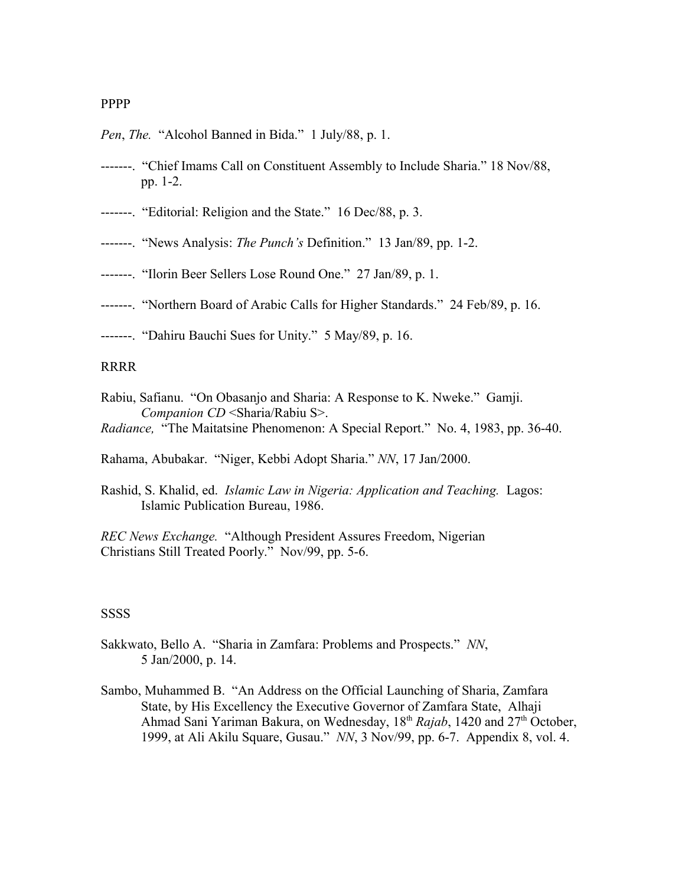PPPP

*Pen*, *The.* "Alcohol Banned in Bida." 1 July/88, p. 1.

-------. "Chief Imams Call on Constituent Assembly to Include Sharia." 18 Nov/88, pp. 1-2.

-------. "Editorial: Religion and the State." 16 Dec/88, p. 3.

-------. "News Analysis: *The Punch's* Definition." 13 Jan/89, pp. 1-2.

-------. "Ilorin Beer Sellers Lose Round One." 27 Jan/89, p. 1.

-------. "Northern Board of Arabic Calls for Higher Standards." 24 Feb/89, p. 16.

-------. "Dahiru Bauchi Sues for Unity." 5 May/89, p. 16.

RRRR

Rabiu, Safianu. "On Obasanjo and Sharia: A Response to K. Nweke." Gamji. *Companion CD* <Sharia/Rabiu S>.

*Radiance,* "The Maitatsine Phenomenon: A Special Report." No. 4, 1983, pp. 36-40.

Rahama, Abubakar. "Niger, Kebbi Adopt Sharia." *NN*, 17 Jan/2000.

Rashid, S. Khalid, ed. *Islamic Law in Nigeria: Application and Teaching.* Lagos: Islamic Publication Bureau, 1986.

*REC News Exchange.* "Although President Assures Freedom, Nigerian Christians Still Treated Poorly." Nov/99, pp. 5-6.

SSSS

Sakkwato, Bello A. "Sharia in Zamfara: Problems and Prospects." *NN*, 5 Jan/2000, p. 14.

Sambo, Muhammed B. "An Address on the Official Launching of Sharia, Zamfara State, by His Excellency the Executive Governor of Zamfara State, Alhaji Ahmad Sani Yariman Bakura, on Wednesday, 18th *Rajab*, 1420 and 27th October, 1999, at Ali Akilu Square, Gusau." *NN*, 3 Nov/99, pp. 6-7. Appendix 8, vol. 4.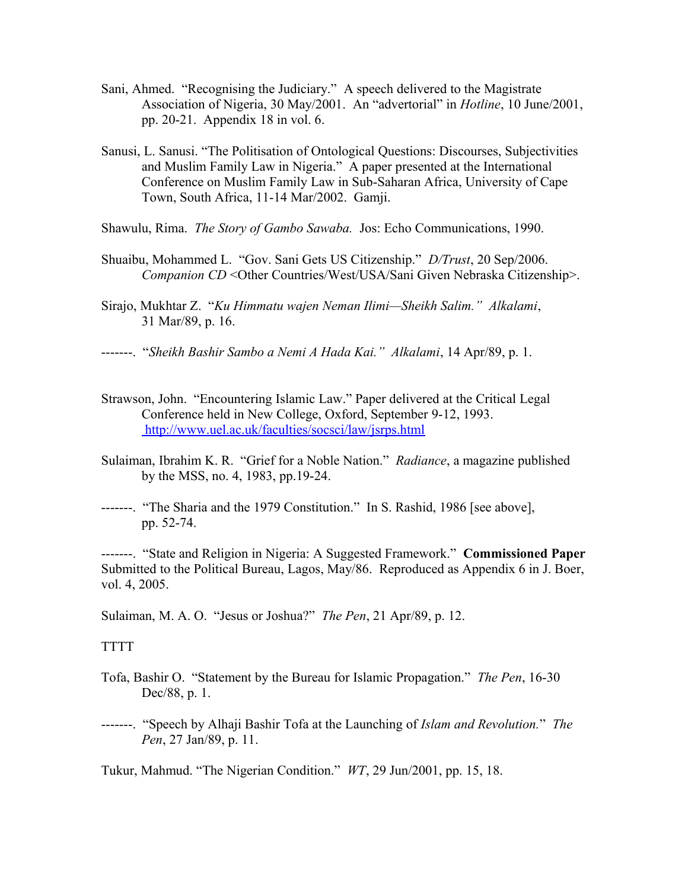Sani, Ahmed. "Recognising the Judiciary." A speech delivered to the Magistrate Association of Nigeria, 30 May/2001. An "advertorial" in *Hotline*, 10 June/2001, pp. 20-21. Appendix 18 in vol. 6.

Sanusi, L. Sanusi. "The Politisation of Ontological Questions: Discourses, Subjectivities and Muslim Family Law in Nigeria." A paper presented at the International Conference on Muslim Family Law in Sub-Saharan Africa, University of Cape Town, South Africa, 11-14 Mar/2002. Gamji.

Shawulu, Rima. *The Story of Gambo Sawaba.* Jos: Echo Communications, 1990.

Shuaibu, Mohammed L. "Gov. Sani Gets US Citizenship." *D/Trust*, 20 Sep/2006. *Companion CD* <Other Countries/West/USA/Sani Given Nebraska Citizenship>.

Sirajo, Mukhtar Z. "*Ku Himmatu wajen Neman Ilimi—Sheikh Salim.*" *Alkalami*, 31 Mar/89, p. 16.

-------. "*Sheikh Bashir Sambo a Nemi A Hada Kai.*" *Alkalami*, 14 Apr/89, p. 1.

Strawson, John. "Encountering Islamic Law." Paper delivered at the Critical Legal Conference held in New College, Oxford, September 9-12, 1993. http://www.uel.ac.uk/faculties/socsci/law/jsrps.html

Sulaiman, Ibrahim K. R. "Grief for a Noble Nation." *Radiance*, a magazine published by the MSS, no. 4, 1983, pp.19-24.

-------. "The Sharia and the 1979 Constitution." In S. Rashid, 1986 [see above], pp. 52-74.

-------. "State and Religion in Nigeria: A Suggested Framework." **Commissioned Paper** Submitted to the Political Bureau, Lagos, May/86. Reproduced as Appendix 6 in J. Boer, vol. 4, 2005.

Sulaiman, M. A. O. "Jesus or Joshua?" *The Pen*, 21 Apr/89, p. 12.

TTTT

Tofa, Bashir O. "Statement by the Bureau for Islamic Propagation." *The Pen*, 16-30 Dec/88, p. 1.

-------. "Speech by Alhaji Bashir Tofa at the Launching of *Islam and Revolution.*" *The Pen*, 27 Jan/89, p. 11.

Tukur, Mahmud. "The Nigerian Condition." *WT*, 29 Jun/2001, pp. 15, 18.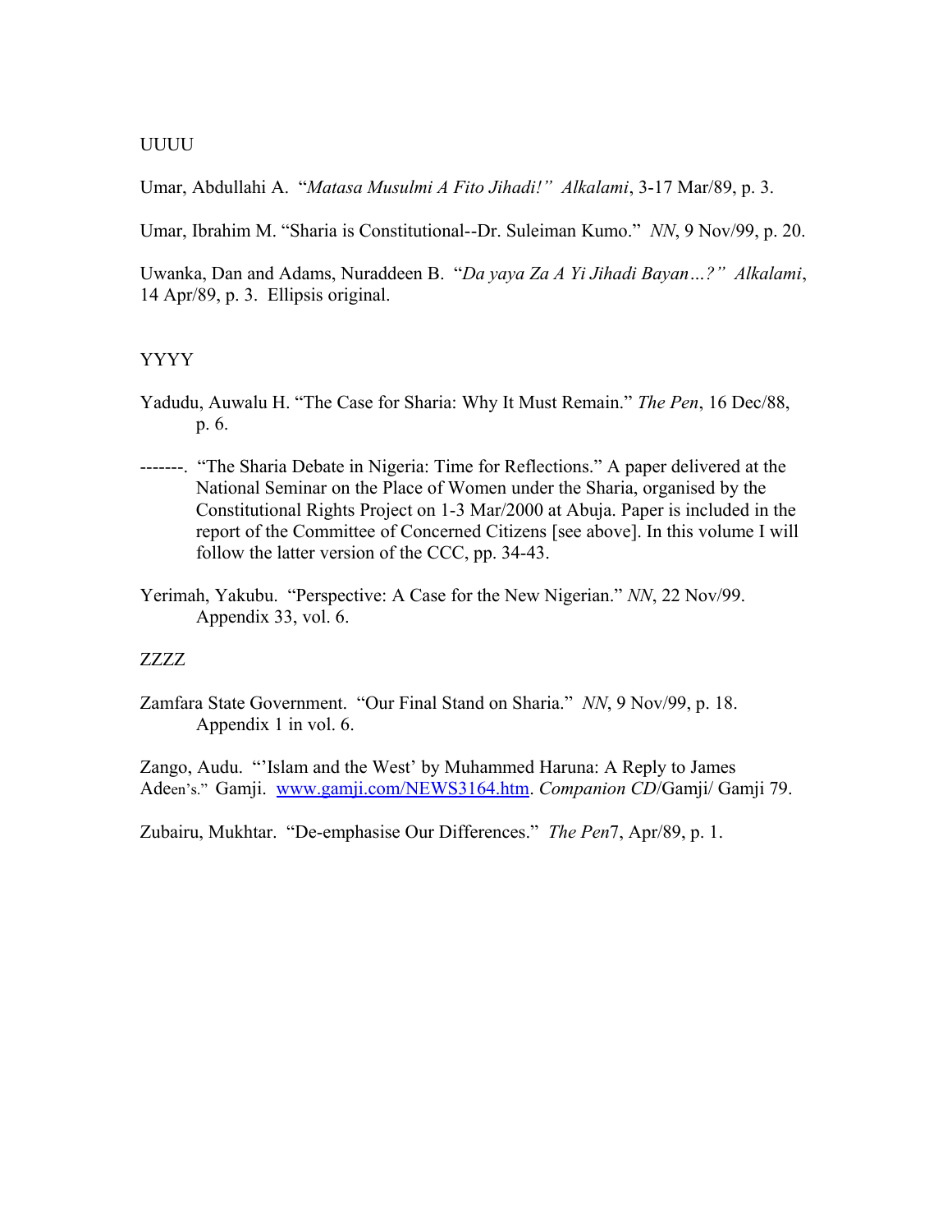UUUU

Umar, Abdullahi A. "*Matasa Musulmi A Fito Jihadi!" Alkalami*, 3-17 Mar/89, p. 3.

Umar, Ibrahim M. "Sharia is Constitutional--Dr. Suleiman Kumo." *NN*, 9 Nov/99, p. 20.

Uwanka, Dan and Adams, Nuraddeen B. "*Da yaya Za A Yi Jihadi Bayan…?" Alkalami*, 14 Apr/89, p. 3. Ellipsis original.

YYYY

Yadudu, Auwalu H. "The Case for Sharia: Why It Must Remain." *The Pen*, 16 Dec/88, p. 6.

-------. "The Sharia Debate in Nigeria: Time for Reflections." A paper delivered at the National Seminar on the Place of Women under the Sharia, organised by the Constitutional Rights Project on 1-3 Mar/2000 at Abuja. Paper is included in the report of the Committee of Concerned Citizens [see above]. In this volume I will follow the latter version of the CCC, pp. 34-43.

Yerimah, Yakubu. "Perspective: A Case for the New Nigerian." *NN*, 22 Nov/99. Appendix 33, vol. 6.

ZZZZ

Zamfara State Government. "Our Final Stand on Sharia." *NN*, 9 Nov/99, p. 18. Appendix 1 in vol. 6.

Zango, Audu. "'Islam and the West' by Muhammed Haruna: A Reply to James Adeen's." Gamji. www.gamji.com/NEWS3164.htm. *Companion CD*/Gamji/ Gamji 79.

Zubairu, Mukhtar. "De-emphasise Our Differences." *The Pen*7, Apr/89, p. 1.